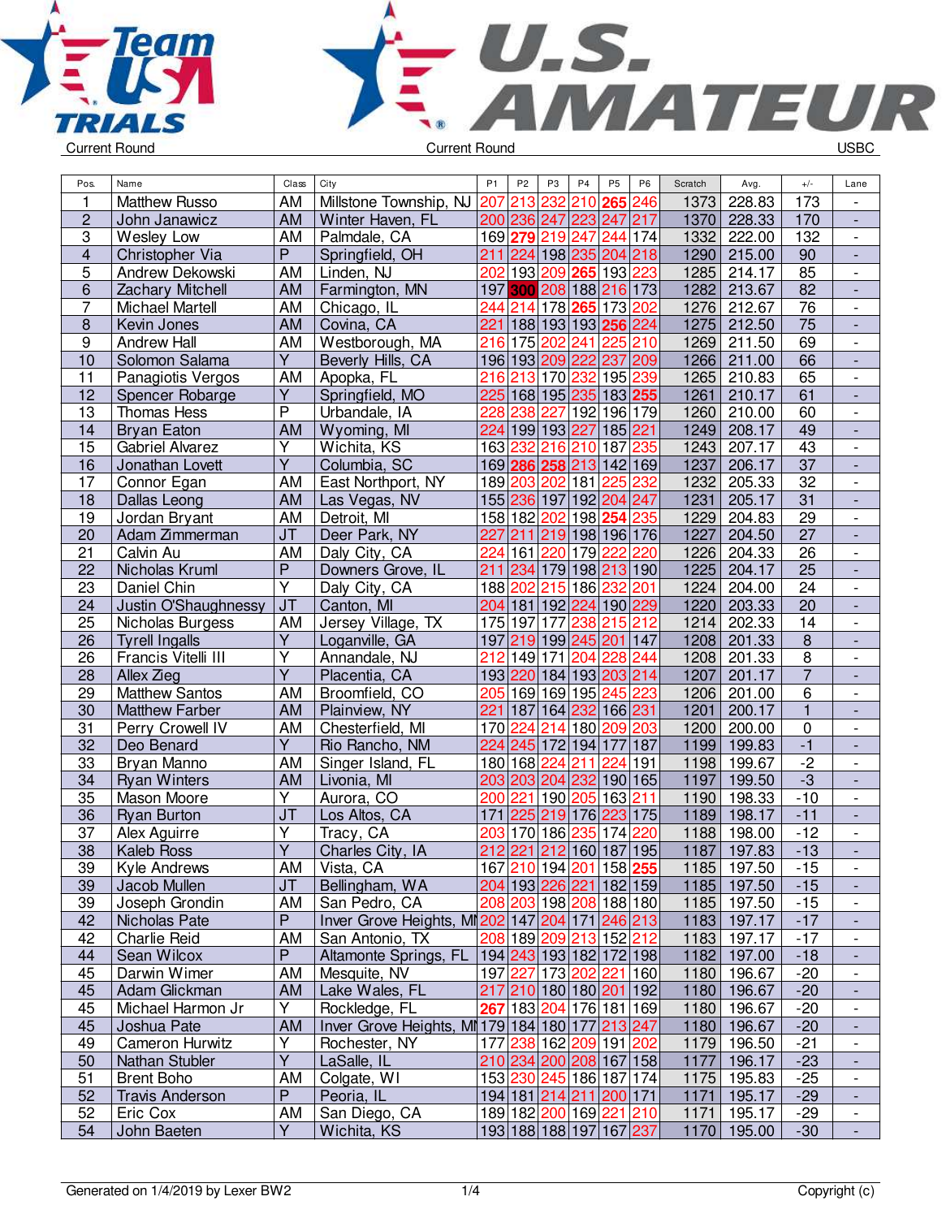Current Round — Current Round — USBC

| Pos. | Name | Class | City | P1 | P2 | P3 | P4 | P5 | P6 | Scratch | Avg. | +/- | Lane |
|---|---|---|---|---|---|---|---|---|---|---|---|---|---|
| 1 | Matthew Russo | AM | Millstone Township, NJ | 207 | 213 | 232 | 210 | 265 | 246 | 1373 | 228.83 | 173 | - |
| 2 | John Janawicz | AM | Winter Haven, FL | 200 | 236 | 247 | 223 | 247 | 217 | 1370 | 228.33 | 170 | - |
| 3 | Wesley Low | AM | Palmdale, CA | 169 | 279 | 219 | 247 | 244 | 174 | 1332 | 222.00 | 132 | - |
| 4 | Christopher Via | P | Springfield, OH | 211 | 224 | 198 | 235 | 204 | 218 | 1290 | 215.00 | 90 | - |
| 5 | Andrew Dekowski | AM | Linden, NJ | 202 | 193 | 209 | 265 | 193 | 223 | 1285 | 214.17 | 85 | - |
| 6 | Zachary Mitchell | AM | Farmington, MN | 197 | 300 | 208 | 188 | 216 | 173 | 1282 | 213.67 | 82 | - |
| 7 | Michael Martell | AM | Chicago, IL | 244 | 214 | 178 | 265 | 173 | 202 | 1276 | 212.67 | 76 | - |
| 8 | Kevin Jones | AM | Covina, CA | 221 | 188 | 193 | 193 | 256 | 224 | 1275 | 212.50 | 75 | - |
| 9 | Andrew Hall | AM | Westborough, MA | 216 | 175 | 202 | 241 | 225 | 210 | 1269 | 211.50 | 69 | - |
| 10 | Solomon Salama | Y | Beverly Hills, CA | 196 | 193 | 209 | 222 | 237 | 209 | 1266 | 211.00 | 66 | - |
| 11 | Panagiotis Vergos | AM | Apopka, FL | 216 | 213 | 170 | 232 | 195 | 239 | 1265 | 210.83 | 65 | - |
| 12 | Spencer Robarge | Y | Springfield, MO | 225 | 168 | 195 | 235 | 183 | 255 | 1261 | 210.17 | 61 | - |
| 13 | Thomas Hess | P | Urbandale, IA | 228 | 238 | 227 | 192 | 196 | 179 | 1260 | 210.00 | 60 | - |
| 14 | Bryan Eaton | AM | Wyoming, MI | 224 | 199 | 193 | 227 | 185 | 221 | 1249 | 208.17 | 49 | - |
| 15 | Gabriel Alvarez | Y | Wichita, KS | 163 | 232 | 216 | 210 | 187 | 235 | 1243 | 207.17 | 43 | - |
| 16 | Jonathan Lovett | Y | Columbia, SC | 169 | 286 | 258 | 213 | 142 | 169 | 1237 | 206.17 | 37 | - |
| 17 | Connor Egan | AM | East Northport, NY | 189 | 203 | 202 | 181 | 225 | 232 | 1232 | 205.33 | 32 | - |
| 18 | Dallas Leong | AM | Las Vegas, NV | 155 | 236 | 197 | 192 | 204 | 247 | 1231 | 205.17 | 31 | - |
| 19 | Jordan Bryant | AM | Detroit, MI | 158 | 182 | 202 | 198 | 254 | 235 | 1229 | 204.83 | 29 | - |
| 20 | Adam Zimmerman | JT | Deer Park, NY | 227 | 211 | 219 | 198 | 196 | 176 | 1227 | 204.50 | 27 | - |
| 21 | Calvin Au | AM | Daly City, CA | 224 | 161 | 220 | 179 | 222 | 220 | 1226 | 204.33 | 26 | - |
| 22 | Nicholas Kruml | P | Downers Grove, IL | 211 | 234 | 179 | 198 | 213 | 190 | 1225 | 204.17 | 25 | - |
| 23 | Daniel Chin | Y | Daly City, CA | 188 | 202 | 215 | 186 | 232 | 201 | 1224 | 204.00 | 24 | - |
| 24 | Justin O'Shaughnessy | JT | Canton, MI | 204 | 181 | 192 | 224 | 190 | 229 | 1220 | 203.33 | 20 | - |
| 25 | Nicholas Burgess | AM | Jersey Village, TX | 175 | 197 | 177 | 238 | 215 | 212 | 1214 | 202.33 | 14 | - |
| 26 | Tyrell Ingalls | Y | Loganville, GA | 197 | 219 | 199 | 245 | 201 | 147 | 1208 | 201.33 | 8 | - |
| 26 | Francis Vitelli III | Y | Annandale, NJ | 212 | 149 | 171 | 204 | 228 | 244 | 1208 | 201.33 | 8 | - |
| 28 | Allex Zieg | Y | Placentia, CA | 193 | 220 | 184 | 193 | 203 | 214 | 1207 | 201.17 | 7 | - |
| 29 | Matthew Santos | AM | Broomfield, CO | 205 | 169 | 169 | 195 | 245 | 223 | 1206 | 201.00 | 6 | - |
| 30 | Matthew Farber | AM | Plainview, NY | 221 | 187 | 164 | 232 | 166 | 231 | 1201 | 200.17 | 1 | - |
| 31 | Perry Crowell IV | AM | Chesterfield, MI | 170 | 224 | 214 | 180 | 209 | 203 | 1200 | 200.00 | 0 | - |
| 32 | Deo Benard | Y | Rio Rancho, NM | 224 | 245 | 172 | 194 | 177 | 187 | 1199 | 199.83 | -1 | - |
| 33 | Bryan Manno | AM | Singer Island, FL | 180 | 168 | 224 | 211 | 224 | 191 | 1198 | 199.67 | -2 | - |
| 34 | Ryan Winters | AM | Livonia, MI | 203 | 203 | 204 | 232 | 190 | 165 | 1197 | 199.50 | -3 | - |
| 35 | Mason Moore | Y | Aurora, CO | 200 | 221 | 190 | 205 | 163 | 211 | 1190 | 198.33 | -10 | - |
| 36 | Ryan Burton | JT | Los Altos, CA | 171 | 225 | 219 | 176 | 223 | 175 | 1189 | 198.17 | -11 | - |
| 37 | Alex Aguirre | Y | Tracy, CA | 203 | 170 | 186 | 235 | 174 | 220 | 1188 | 198.00 | -12 | - |
| 38 | Kaleb Ross | Y | Charles City, IA | 212 | 221 | 212 | 160 | 187 | 195 | 1187 | 197.83 | -13 | - |
| 39 | Kyle Andrews | AM | Vista, CA | 167 | 210 | 194 | 201 | 158 | 255 | 1185 | 197.50 | -15 | - |
| 39 | Jacob Mullen | JT | Bellingham, WA | 204 | 193 | 226 | 221 | 182 | 159 | 1185 | 197.50 | -15 | - |
| 39 | Joseph Grondin | AM | San Pedro, CA | 208 | 203 | 198 | 208 | 188 | 180 | 1185 | 197.50 | -15 | - |
| 42 | Nicholas Pate | P | Inver Grove Heights, MN | 202 | 147 | 204 | 171 | 246 | 213 | 1183 | 197.17 | -17 | - |
| 42 | Charlie Reid | AM | San Antonio, TX | 208 | 189 | 209 | 213 | 152 | 212 | 1183 | 197.17 | -17 | - |
| 44 | Sean Wilcox | P | Altamonte Springs, FL | 194 | 243 | 193 | 182 | 172 | 198 | 1182 | 197.00 | -18 | - |
| 45 | Darwin Wimer | AM | Mesquite, NV | 197 | 227 | 173 | 202 | 221 | 160 | 1180 | 196.67 | -20 | - |
| 45 | Adam Glickman | AM | Lake Wales, FL | 217 | 210 | 180 | 180 | 201 | 192 | 1180 | 196.67 | -20 | - |
| 45 | Michael Harmon Jr | Y | Rockledge, FL | 267 | 183 | 204 | 176 | 181 | 169 | 1180 | 196.67 | -20 | - |
| 45 | Joshua Pate | AM | Inver Grove Heights, MN | 179 | 184 | 180 | 177 | 213 | 247 | 1180 | 196.67 | -20 | - |
| 49 | Cameron Hurwitz | Y | Rochester, NY | 177 | 238 | 162 | 209 | 191 | 202 | 1179 | 196.50 | -21 | - |
| 50 | Nathan Stubler | Y | LaSalle, IL | 210 | 234 | 200 | 208 | 167 | 158 | 1177 | 196.17 | -23 | - |
| 51 | Brent Boho | AM | Colgate, WI | 153 | 230 | 245 | 186 | 187 | 174 | 1175 | 195.83 | -25 | - |
| 52 | Travis Anderson | P | Peoria, IL | 194 | 181 | 214 | 211 | 200 | 171 | 1171 | 195.17 | -29 | - |
| 52 | Eric Cox | AM | San Diego, CA | 189 | 182 | 200 | 169 | 221 | 210 | 1171 | 195.17 | -29 | - |
| 54 | John Baeten | Y | Wichita, KS | 193 | 188 | 188 | 197 | 167 | 237 | 1170 | 195.00 | -30 | - |

Generated on 1/4/2019 by Lexer BW2 — Copyright (c)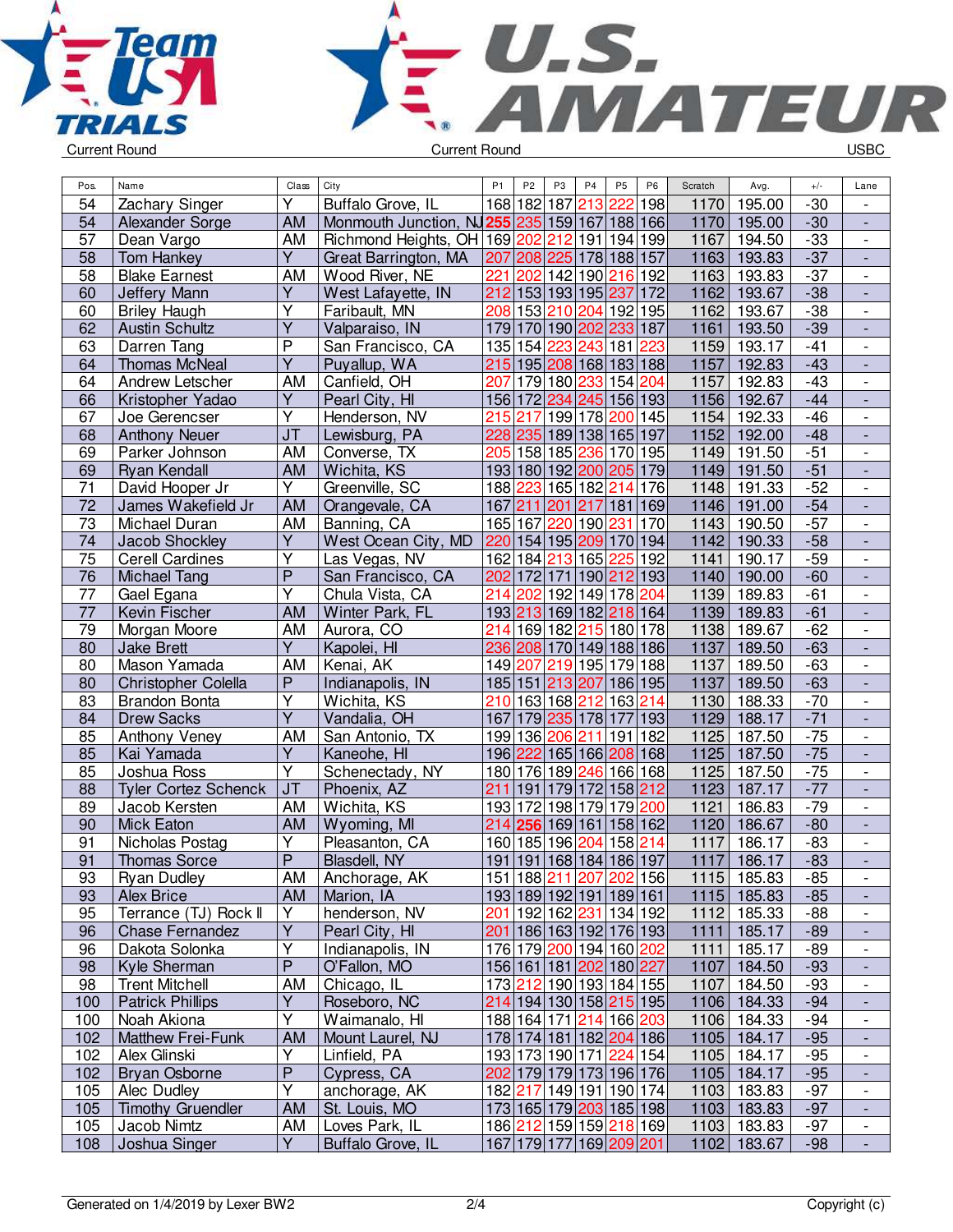Current Round | Current Round | USBC

| Pos. | Name | Class | City | P1 | P2 | P3 | P4 | P5 | P6 | Scratch | Avg. | +/- | Lane |
|---|---|---|---|---|---|---|---|---|---|---|---|---|---|
| 54 | Zachary Singer | Y | Buffalo Grove, IL | 168 | 182 | 187 | 213 | 222 | 198 | 1170 | 195.00 | -30 | - |
| 54 | Alexander Sorge | AM | Monmouth Junction, NJ | 255 | 235 | 159 | 167 | 188 | 166 | 1170 | 195.00 | -30 | - |
| 57 | Dean Vargo | AM | Richmond Heights, OH | 169 | 202 | 212 | 191 | 194 | 199 | 1167 | 194.50 | -33 | - |
| 58 | Tom Hankey | Y | Great Barrington, MA | 207 | 208 | 225 | 178 | 188 | 157 | 1163 | 193.83 | -37 | - |
| 58 | Blake Earnest | AM | Wood River, NE | 221 | 202 | 142 | 190 | 216 | 192 | 1163 | 193.83 | -37 | - |
| 60 | Jeffery Mann | Y | West Lafayette, IN | 212 | 153 | 193 | 195 | 237 | 172 | 1162 | 193.67 | -38 | - |
| 60 | Briley Haugh | Y | Faribault, MN | 208 | 153 | 210 | 204 | 192 | 195 | 1162 | 193.67 | -38 | - |
| 62 | Austin Schultz | Y | Valparaiso, IN | 179 | 170 | 190 | 202 | 233 | 187 | 1161 | 193.50 | -39 | - |
| 63 | Darren Tang | P | San Francisco, CA | 135 | 154 | 223 | 243 | 181 | 223 | 1159 | 193.17 | -41 | - |
| 64 | Thomas McNeal | Y | Puyallup, WA | 215 | 195 | 208 | 168 | 183 | 188 | 1157 | 192.83 | -43 | - |
| 64 | Andrew Letscher | AM | Canfield, OH | 207 | 179 | 180 | 233 | 154 | 204 | 1157 | 192.83 | -43 | - |
| 66 | Kristopher Yadao | Y | Pearl City, HI | 156 | 172 | 234 | 245 | 156 | 193 | 1156 | 192.67 | -44 | - |
| 67 | Joe Gerencser | Y | Henderson, NV | 215 | 217 | 199 | 178 | 200 | 145 | 1154 | 192.33 | -46 | - |
| 68 | Anthony Neuer | JT | Lewisburg, PA | 228 | 235 | 189 | 138 | 165 | 197 | 1152 | 192.00 | -48 | - |
| 69 | Parker Johnson | AM | Converse, TX | 205 | 158 | 185 | 236 | 170 | 195 | 1149 | 191.50 | -51 | - |
| 69 | Ryan Kendall | AM | Wichita, KS | 193 | 180 | 192 | 200 | 205 | 179 | 1149 | 191.50 | -51 | - |
| 71 | David Hooper Jr | Y | Greenville, SC | 188 | 223 | 165 | 182 | 214 | 176 | 1148 | 191.33 | -52 | - |
| 72 | James Wakefield Jr | AM | Orangevale, CA | 167 | 211 | 201 | 217 | 181 | 169 | 1146 | 191.00 | -54 | - |
| 73 | Michael Duran | AM | Banning, CA | 165 | 167 | 220 | 190 | 231 | 170 | 1143 | 190.50 | -57 | - |
| 74 | Jacob Shockley | Y | West Ocean City, MD | 220 | 154 | 195 | 209 | 170 | 194 | 1142 | 190.33 | -58 | - |
| 75 | Cerell Cardines | Y | Las Vegas, NV | 162 | 184 | 213 | 165 | 225 | 192 | 1141 | 190.17 | -59 | - |
| 76 | Michael Tang | P | San Francisco, CA | 202 | 172 | 171 | 190 | 212 | 193 | 1140 | 190.00 | -60 | - |
| 77 | Gael Egana | Y | Chula Vista, CA | 214 | 202 | 192 | 149 | 178 | 204 | 1139 | 189.83 | -61 | - |
| 77 | Kevin Fischer | AM | Winter Park, FL | 193 | 213 | 169 | 182 | 218 | 164 | 1139 | 189.83 | -61 | - |
| 79 | Morgan Moore | AM | Aurora, CO | 214 | 169 | 182 | 215 | 180 | 178 | 1138 | 189.67 | -62 | - |
| 80 | Jake Brett | Y | Kapolei, HI | 236 | 208 | 170 | 149 | 188 | 186 | 1137 | 189.50 | -63 | - |
| 80 | Mason Yamada | AM | Kenai, AK | 149 | 207 | 219 | 195 | 179 | 188 | 1137 | 189.50 | -63 | - |
| 80 | Christopher Colella | P | Indianapolis, IN | 185 | 151 | 213 | 207 | 186 | 195 | 1137 | 189.50 | -63 | - |
| 83 | Brandon Bonta | Y | Wichita, KS | 210 | 163 | 168 | 212 | 163 | 214 | 1130 | 188.33 | -70 | - |
| 84 | Drew Sacks | Y | Vandalia, OH | 167 | 179 | 235 | 178 | 177 | 193 | 1129 | 188.17 | -71 | - |
| 85 | Anthony Veney | AM | San Antonio, TX | 199 | 136 | 206 | 211 | 191 | 182 | 1125 | 187.50 | -75 | - |
| 85 | Kai Yamada | Y | Kaneohe, HI | 196 | 222 | 165 | 166 | 208 | 168 | 1125 | 187.50 | -75 | - |
| 85 | Joshua Ross | Y | Schenectady, NY | 180 | 176 | 189 | 246 | 166 | 168 | 1125 | 187.50 | -75 | - |
| 88 | Tyler Cortez Schenck | JT | Phoenix, AZ | 211 | 191 | 179 | 172 | 158 | 212 | 1123 | 187.17 | -77 | - |
| 89 | Jacob Kersten | AM | Wichita, KS | 193 | 172 | 198 | 179 | 179 | 200 | 1121 | 186.83 | -79 | - |
| 90 | Mick Eaton | AM | Wyoming, MI | 214 | 256 | 169 | 161 | 158 | 162 | 1120 | 186.67 | -80 | - |
| 91 | Nicholas Postag | Y | Pleasanton, CA | 160 | 185 | 196 | 204 | 158 | 214 | 1117 | 186.17 | -83 | - |
| 91 | Thomas Sorce | P | Blasdell, NY | 191 | 191 | 168 | 184 | 186 | 197 | 1117 | 186.17 | -83 | - |
| 93 | Ryan Dudley | AM | Anchorage, AK | 151 | 188 | 211 | 207 | 202 | 156 | 1115 | 185.83 | -85 | - |
| 93 | Alex Brice | AM | Marion, IA | 193 | 189 | 192 | 191 | 189 | 161 | 1115 | 185.83 | -85 | - |
| 95 | Terrance (TJ) Rock II | Y | henderson, NV | 201 | 192 | 162 | 231 | 134 | 192 | 1112 | 185.33 | -88 | - |
| 96 | Chase Fernandez | Y | Pearl City, HI | 201 | 186 | 163 | 192 | 176 | 193 | 1111 | 185.17 | -89 | - |
| 96 | Dakota Solonka | Y | Indianapolis, IN | 176 | 179 | 200 | 194 | 160 | 202 | 1111 | 185.17 | -89 | - |
| 98 | Kyle Sherman | P | O'Fallon, MO | 156 | 161 | 181 | 202 | 180 | 227 | 1107 | 184.50 | -93 | - |
| 98 | Trent Mitchell | AM | Chicago, IL | 173 | 212 | 190 | 193 | 184 | 155 | 1107 | 184.50 | -93 | - |
| 100 | Patrick Phillips | Y | Roseboro, NC | 214 | 194 | 130 | 158 | 215 | 195 | 1106 | 184.33 | -94 | - |
| 100 | Noah Akiona | Y | Waimanalo, HI | 188 | 164 | 171 | 214 | 166 | 203 | 1106 | 184.33 | -94 | - |
| 102 | Matthew Frei-Funk | AM | Mount Laurel, NJ | 178 | 174 | 181 | 182 | 204 | 186 | 1105 | 184.17 | -95 | - |
| 102 | Alex Glinski | Y | Linfield, PA | 193 | 173 | 190 | 171 | 224 | 154 | 1105 | 184.17 | -95 | - |
| 102 | Bryan Osborne | P | Cypress, CA | 202 | 179 | 179 | 173 | 196 | 176 | 1105 | 184.17 | -95 | - |
| 105 | Alec Dudley | Y | anchorage, AK | 182 | 217 | 149 | 191 | 190 | 174 | 1103 | 183.83 | -97 | - |
| 105 | Timothy Gruendler | AM | St. Louis, MO | 173 | 165 | 179 | 203 | 185 | 198 | 1103 | 183.83 | -97 | - |
| 105 | Jacob Nimtz | AM | Loves Park, IL | 186 | 212 | 159 | 159 | 218 | 169 | 1103 | 183.83 | -97 | - |
| 108 | Joshua Singer | Y | Buffalo Grove, IL | 167 | 179 | 177 | 169 | 209 | 201 | 1102 | 183.67 | -98 | - |

Generated on 1/4/2019 by Lexer BW2 | Copyright (c)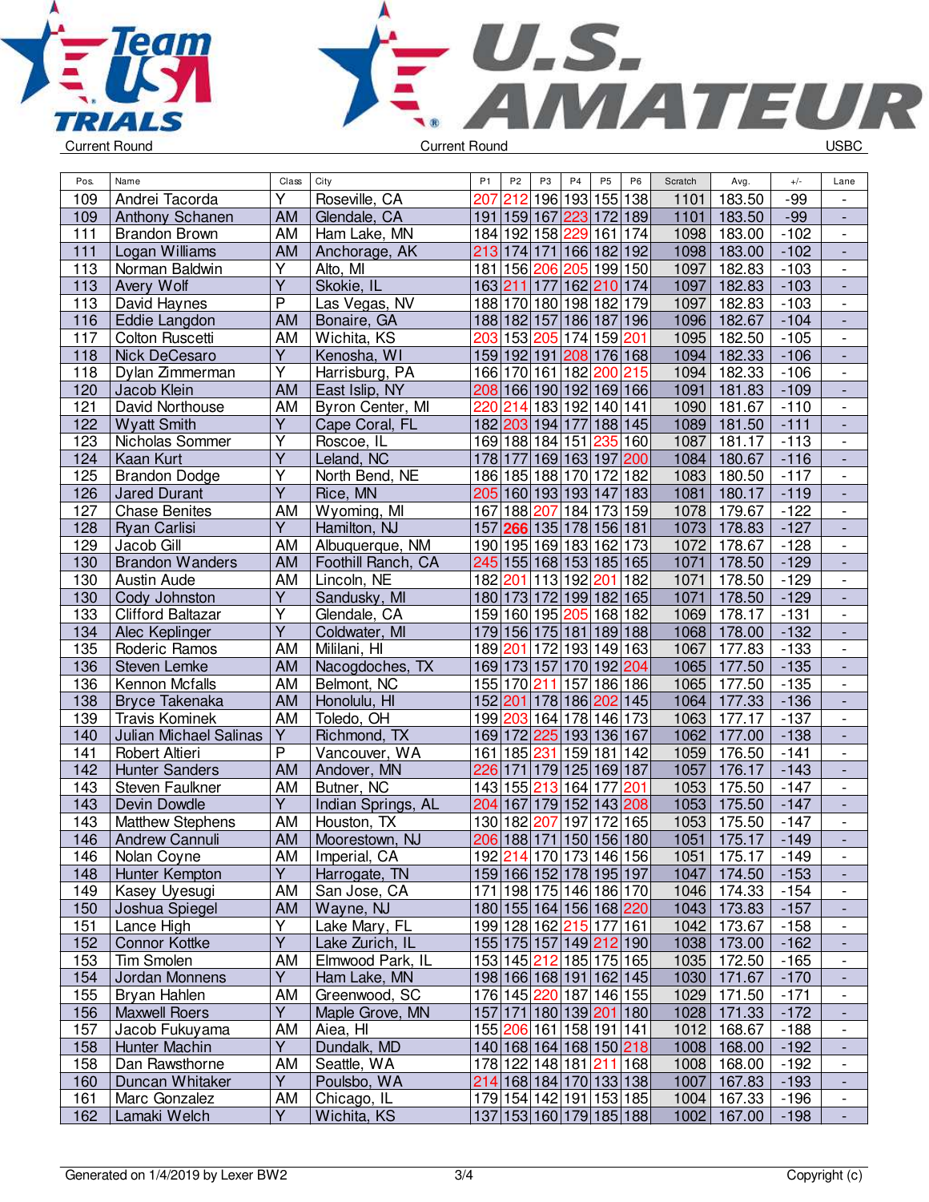Current Round | Current Round | USBC

| Pos. | Name | Class | City | P1 | P2 | P3 | P4 | P5 | P6 | Scratch | Avg. | +/- | Lane |
|---|---|---|---|---|---|---|---|---|---|---|---|---|---|
| 109 | Andrei Tacorda | Y | Roseville, CA | 207 | 212 | 196 | 193 | 155 | 138 | 1101 | 183.50 | -99 | - |
| 109 | Anthony Schanen | AM | Glendale, CA | 191 | 159 | 167 | 223 | 172 | 189 | 1101 | 183.50 | -99 | - |
| 111 | Brandon Brown | AM | Ham Lake, MN | 184 | 192 | 158 | 229 | 161 | 174 | 1098 | 183.00 | -102 | - |
| 111 | Logan Williams | AM | Anchorage, AK | 213 | 174 | 171 | 166 | 182 | 192 | 1098 | 183.00 | -102 | - |
| 113 | Norman Baldwin | Y | Alto, MI | 181 | 156 | 206 | 205 | 199 | 150 | 1097 | 182.83 | -103 | - |
| 113 | Avery Wolf | Y | Skokie, IL | 163 | 211 | 177 | 162 | 210 | 174 | 1097 | 182.83 | -103 | - |
| 113 | David Haynes | P | Las Vegas, NV | 188 | 170 | 180 | 198 | 182 | 179 | 1097 | 182.83 | -103 | - |
| 116 | Eddie Langdon | AM | Bonaire, GA | 188 | 182 | 157 | 186 | 187 | 196 | 1096 | 182.67 | -104 | - |
| 117 | Colton Ruscetti | AM | Wichita, KS | 203 | 153 | 205 | 174 | 159 | 201 | 1095 | 182.50 | -105 | - |
| 118 | Nick DeCesaro | Y | Kenosha, WI | 159 | 192 | 191 | 208 | 176 | 168 | 1094 | 182.33 | -106 | - |
| 118 | Dylan Zimmerman | Y | Harrisburg, PA | 166 | 170 | 161 | 182 | 200 | 215 | 1094 | 182.33 | -106 | - |
| 120 | Jacob Klein | AM | East Islip, NY | 208 | 166 | 190 | 192 | 169 | 166 | 1091 | 181.83 | -109 | - |
| 121 | David Northouse | AM | Byron Center, MI | 220 | 214 | 183 | 192 | 140 | 141 | 1090 | 181.67 | -110 | - |
| 122 | Wyatt Smith | Y | Cape Coral, FL | 182 | 203 | 194 | 177 | 188 | 145 | 1089 | 181.50 | -111 | - |
| 123 | Nicholas Sommer | Y | Roscoe, IL | 169 | 188 | 184 | 151 | 235 | 160 | 1087 | 181.17 | -113 | - |
| 124 | Kaan Kurt | Y | Leland, NC | 178 | 177 | 169 | 163 | 197 | 200 | 1084 | 180.67 | -116 | - |
| 125 | Brandon Dodge | Y | North Bend, NE | 186 | 185 | 188 | 170 | 172 | 182 | 1083 | 180.50 | -117 | - |
| 126 | Jared Durant | Y | Rice, MN | 205 | 160 | 193 | 193 | 147 | 183 | 1081 | 180.17 | -119 | - |
| 127 | Chase Benites | AM | Wyoming, MI | 167 | 188 | 207 | 184 | 173 | 159 | 1078 | 179.67 | -122 | - |
| 128 | Ryan Carlisi | Y | Hamilton, NJ | 157 | **266** | 135 | 178 | 156 | 181 | 1073 | 178.83 | -127 | - |
| 129 | Jacob Gill | AM | Albuquerque, NM | 190 | 195 | 169 | 183 | 162 | 173 | 1072 | 178.67 | -128 | - |
| 130 | Brandon Wanders | AM | Foothill Ranch, CA | 245 | 155 | 168 | 153 | 185 | 165 | 1071 | 178.50 | -129 | - |
| 130 | Austin Aude | AM | Lincoln, NE | 182 | 201 | 113 | 192 | 201 | 182 | 1071 | 178.50 | -129 | - |
| 130 | Cody Johnston | Y | Sandusky, MI | 180 | 173 | 172 | 199 | 182 | 165 | 1071 | 178.50 | -129 | - |
| 133 | Clifford Baltazar | Y | Glendale, CA | 159 | 160 | 195 | 205 | 168 | 182 | 1069 | 178.17 | -131 | - |
| 134 | Alec Keplinger | Y | Coldwater, MI | 179 | 156 | 175 | 181 | 189 | 188 | 1068 | 178.00 | -132 | - |
| 135 | Roderic Ramos | AM | Mililani, HI | 189 | 201 | 172 | 193 | 149 | 163 | 1067 | 177.83 | -133 | - |
| 136 | Steven Lemke | AM | Nacogdoches, TX | 169 | 173 | 157 | 170 | 192 | 204 | 1065 | 177.50 | -135 | - |
| 136 | Kennon Mcfalls | AM | Belmont, NC | 155 | 170 | 211 | 157 | 186 | 186 | 1065 | 177.50 | -135 | - |
| 138 | Bryce Takenaka | AM | Honolulu, HI | 152 | 201 | 178 | 186 | 202 | 145 | 1064 | 177.33 | -136 | - |
| 139 | Travis Kominek | AM | Toledo, OH | 199 | 203 | 164 | 178 | 146 | 173 | 1063 | 177.17 | -137 | - |
| 140 | Julian Michael Salinas | Y | Richmond, TX | 169 | 172 | 225 | 193 | 136 | 167 | 1062 | 177.00 | -138 | - |
| 141 | Robert Altieri | P | Vancouver, WA | 161 | 185 | 231 | 159 | 181 | 142 | 1059 | 176.50 | -141 | - |
| 142 | Hunter Sanders | AM | Andover, MN | 226 | 171 | 179 | 125 | 169 | 187 | 1057 | 176.17 | -143 | - |
| 143 | Steven Faulkner | AM | Butner, NC | 143 | 155 | 213 | 164 | 177 | 201 | 1053 | 175.50 | -147 | - |
| 143 | Devin Dowdle | Y | Indian Springs, AL | 204 | 167 | 179 | 152 | 143 | 208 | 1053 | 175.50 | -147 | - |
| 143 | Matthew Stephens | AM | Houston, TX | 130 | 182 | 207 | 197 | 172 | 165 | 1053 | 175.50 | -147 | - |
| 146 | Andrew Cannuli | AM | Moorestown, NJ | 206 | 188 | 171 | 150 | 156 | 180 | 1051 | 175.17 | -149 | - |
| 146 | Nolan Coyne | AM | Imperial, CA | 192 | 214 | 170 | 173 | 146 | 156 | 1051 | 175.17 | -149 | - |
| 148 | Hunter Kempton | Y | Harrogate, TN | 159 | 166 | 152 | 178 | 195 | 197 | 1047 | 174.50 | -153 | - |
| 149 | Kasey Uyesugi | AM | San Jose, CA | 171 | 198 | 175 | 146 | 186 | 170 | 1046 | 174.33 | -154 | - |
| 150 | Joshua Spiegel | AM | Wayne, NJ | 180 | 155 | 164 | 156 | 168 | 220 | 1043 | 173.83 | -157 | - |
| 151 | Lance High | Y | Lake Mary, FL | 199 | 128 | 162 | 215 | 177 | 161 | 1042 | 173.67 | -158 | - |
| 152 | Connor Kottke | Y | Lake Zurich, IL | 155 | 175 | 157 | 149 | 212 | 190 | 1038 | 173.00 | -162 | - |
| 153 | Tim Smolen | AM | Elmwood Park, IL | 153 | 145 | 212 | 185 | 175 | 165 | 1035 | 172.50 | -165 | - |
| 154 | Jordan Monnens | Y | Ham Lake, MN | 198 | 166 | 168 | 191 | 162 | 145 | 1030 | 171.67 | -170 | - |
| 155 | Bryan Hahlen | AM | Greenwood, SC | 176 | 145 | 220 | 187 | 146 | 155 | 1029 | 171.50 | -171 | - |
| 156 | Maxwell Roers | Y | Maple Grove, MN | 157 | 171 | 180 | 139 | 201 | 180 | 1028 | 171.33 | -172 | - |
| 157 | Jacob Fukuyama | AM | Aiea, HI | 155 | 206 | 161 | 158 | 191 | 141 | 1012 | 168.67 | -188 | - |
| 158 | Hunter Machin | Y | Dundalk, MD | 140 | 168 | 164 | 168 | 150 | 218 | 1008 | 168.00 | -192 | - |
| 158 | Dan Rawsthorne | AM | Seattle, WA | 178 | 122 | 148 | 181 | 211 | 168 | 1008 | 168.00 | -192 | - |
| 160 | Duncan Whitaker | Y | Poulsbo, WA | 214 | 168 | 184 | 170 | 133 | 138 | 1007 | 167.83 | -193 | - |
| 161 | Marc Gonzalez | AM | Chicago, IL | 179 | 154 | 142 | 191 | 153 | 185 | 1004 | 167.33 | -196 | - |
| 162 | Lamaki Welch | Y | Wichita, KS | 137 | 153 | 160 | 179 | 185 | 188 | 1002 | 167.00 | -198 | - |

Generated on 1/4/2019 by Lexer BW2 | Copyright (c)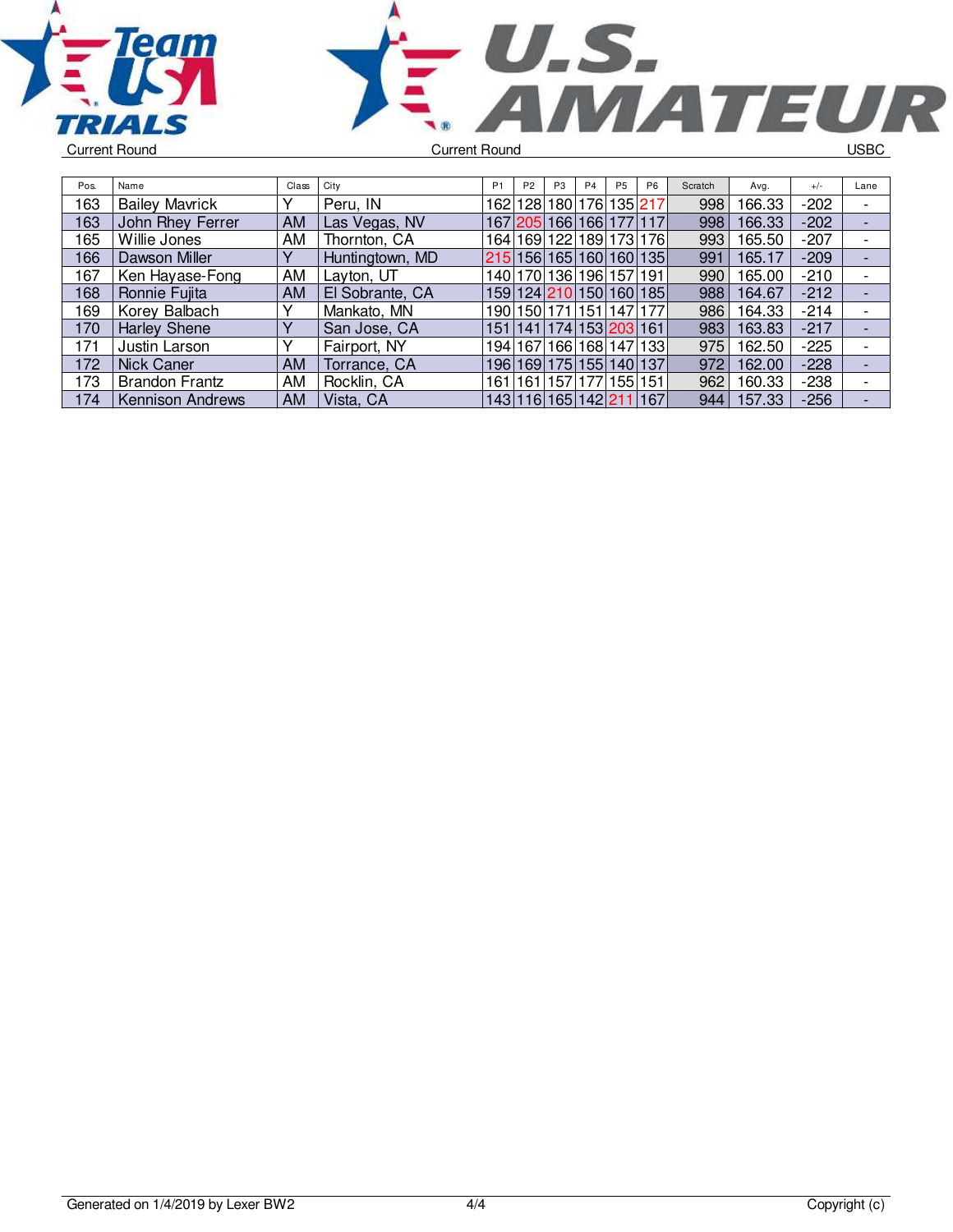Current Round | Current Round | USBC

| Pos. | Name | Class | City | P1 | P2 | P3 | P4 | P5 | P6 | Scratch | Avg. | +/- | Lane |
|---|---|---|---|---|---|---|---|---|---|---|---|---|---|
| 163 | Bailey Mavrick | Y | Peru, IN | 162 | 128 | 180 | 176 | 135 | 217 | 998 | 166.33 | -202 | - |
| 163 | John Rhey Ferrer | AM | Las Vegas, NV | 167 | 205 | 166 | 166 | 177 | 117 | 998 | 166.33 | -202 | - |
| 165 | Willie Jones | AM | Thornton, CA | 164 | 169 | 122 | 189 | 173 | 176 | 993 | 165.50 | -207 | - |
| 166 | Dawson Miller | Y | Huntingtown, MD | 215 | 156 | 165 | 160 | 160 | 135 | 991 | 165.17 | -209 | - |
| 167 | Ken Hayase-Fong | AM | Layton, UT | 140 | 170 | 136 | 196 | 157 | 191 | 990 | 165.00 | -210 | - |
| 168 | Ronnie Fujita | AM | El Sobrante, CA | 159 | 124 | 210 | 150 | 160 | 185 | 988 | 164.67 | -212 | - |
| 169 | Korey Balbach | Y | Mankato, MN | 190 | 150 | 171 | 151 | 147 | 177 | 986 | 164.33 | -214 | - |
| 170 | Harley Shene | Y | San Jose, CA | 151 | 141 | 174 | 153 | 203 | 161 | 983 | 163.83 | -217 | - |
| 171 | Justin Larson | Y | Fairport, NY | 194 | 167 | 166 | 168 | 147 | 133 | 975 | 162.50 | -225 | - |
| 172 | Nick Caner | AM | Torrance, CA | 196 | 169 | 175 | 155 | 140 | 137 | 972 | 162.00 | -228 | - |
| 173 | Brandon Frantz | AM | Rocklin, CA | 161 | 161 | 157 | 177 | 155 | 151 | 962 | 160.33 | -238 | - |
| 174 | Kennison Andrews | AM | Vista, CA | 143 | 116 | 165 | 142 | 211 | 167 | 944 | 157.33 | -256 | - |

Generated on 1/4/2019 by Lexer BW2 | Copyright (c)